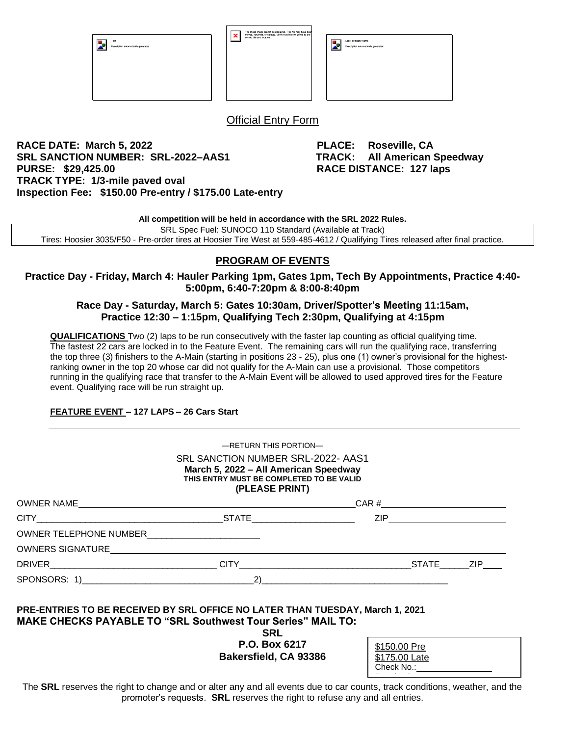## Official Entry Form

**RACE DATE: March 5, 2022** **PLACE: Roseville, CA**
**SRL SANCTION NUMBER: SRL-2022–AAS1** **TRACK: All American Speedway**
**PURSE: $29,425.00** **RACE DISTANCE: 127 laps**
**TRACK TYPE: 1/3-mile paved oval**
**Inspection Fee: $150.00 Pre-entry / $175.00 Late-entry**

**All competition will be held in accordance with the SRL 2022 Rules.**

SRL Spec Fuel: SUNOCO 110 Standard (Available at Track)
Tires: Hoosier 3035/F50 - Pre-order tires at Hoosier Tire West at 559-485-4612 / Qualifying Tires released after final practice.

## PROGRAM OF EVENTS

**Practice Day - Friday, March 4: Hauler Parking 1pm, Gates 1pm, Tech By Appointments, Practice 4:40-5:00pm, 6:40-7:20pm & 8:00-8:40pm**

**Race Day - Saturday, March 5: Gates 10:30am, Driver/Spotter's Meeting 11:15am, Practice 12:30 – 1:15pm, Qualifying Tech 2:30pm, Qualifying at 4:15pm**

**QUALIFICATIONS** Two (2) laps to be run consecutively with the faster lap counting as official qualifying time. The fastest 22 cars are locked in to the Feature Event. The remaining cars will run the qualifying race, transferring the top three (3) finishers to the A-Main (starting in positions 23 - 25), plus one (1) owner's provisional for the highest-ranking owner in the top 20 whose car did not qualify for the A-Main can use a provisional. Those competitors running in the qualifying race that transfer to the A-Main Event will be allowed to used approved tires for the Feature event. Qualifying race will be run straight up.

**FEATURE EVENT – 127 LAPS – 26 Cars Start**

—RETURN THIS PORTION—

SRL SANCTION NUMBER SRL-2022- AAS1
**March 5, 2022 – All American Speedway**
**THIS ENTRY MUST BE COMPLETED TO BE VALID**
**(PLEASE PRINT)**

OWNER NAME______________________________ CAR #______________

CITY______________________________ STATE______________ ZIP______________

OWNER TELEPHONE NUMBER______________________

OWNERS SIGNATURE______________________________________________

DRIVER______________________________ CITY______________________________ STATE______ ZIP____

SPONSORS: 1)______________________________ 2)______________________________

**PRE-ENTRIES TO BE RECEIVED BY SRL OFFICE NO LATER THAN TUESDAY, March 1, 2021**
**MAKE CHECKS PAYABLE TO "SRL Southwest Tour Series" MAIL TO:**

**SRL**
**P.O. Box 6217**
**Bakersfield, CA 93386**

$150.00 Pre
$175.00 Late
Check No.:______________

The **SRL** reserves the right to change and or alter any and all events due to car counts, track conditions, weather, and the promoter's requests. **SRL** reserves the right to refuse any and all entries.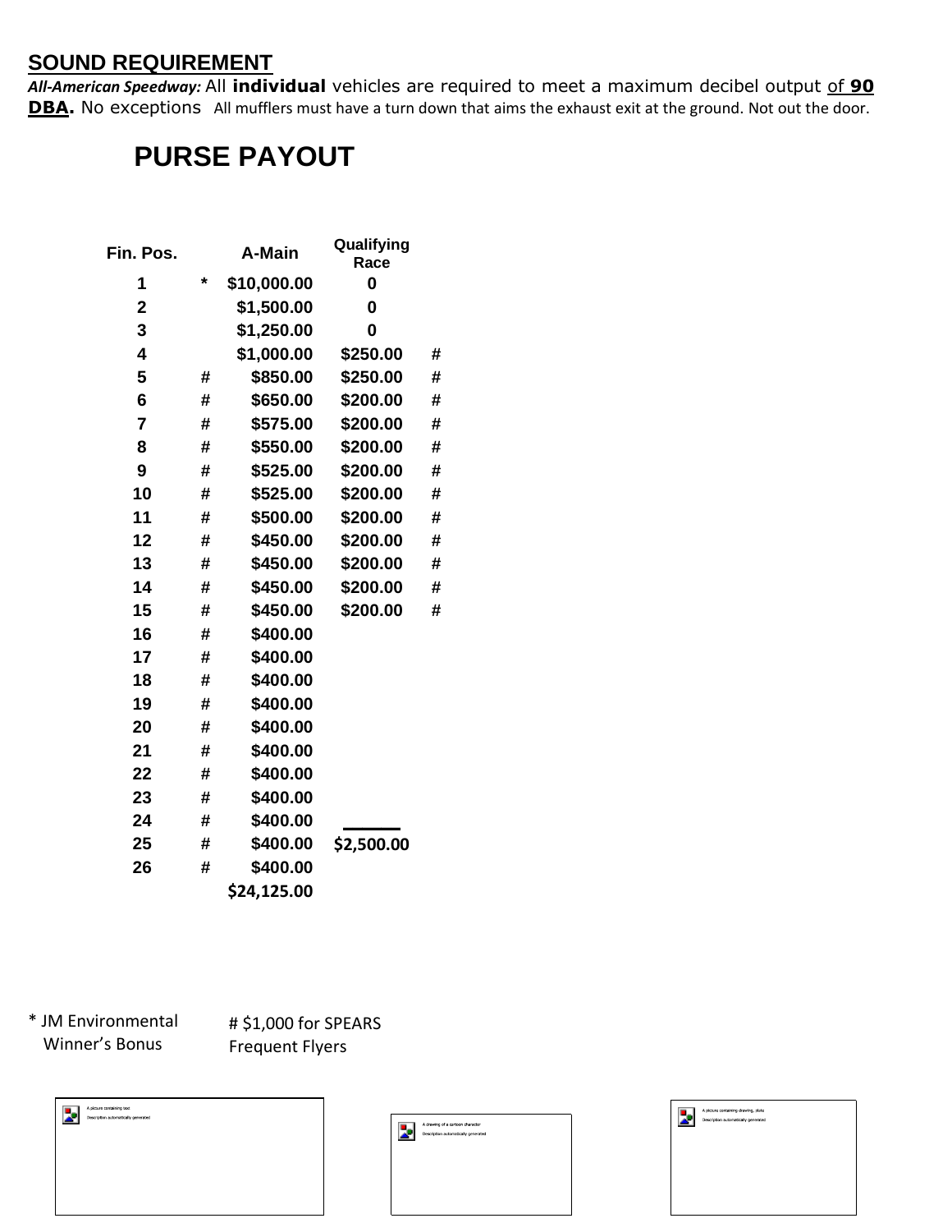**SOUND REQUIREMENT**

***All-American Speedway:*** All **individual** vehicles are required to meet a maximum decibel output of **90 DBA.** No exceptions All mufflers must have a turn down that aims the exhaust exit at the ground. Not out the door.

# PURSE PAYOUT

| Fin. Pos. | | A-Main | Qualifying Race | |
|---|---|---|---|---|
| 1 | * | $10,000.00 | 0 | |
| 2 | | $1,500.00 | 0 | |
| 3 | | $1,250.00 | 0 | |
| 4 | | $1,000.00 | $250.00 | # |
| 5 | # | $850.00 | $250.00 | # |
| 6 | # | $650.00 | $200.00 | # |
| 7 | # | $575.00 | $200.00 | # |
| 8 | # | $550.00 | $200.00 | # |
| 9 | # | $525.00 | $200.00 | # |
| 10 | # | $525.00 | $200.00 | # |
| 11 | # | $500.00 | $200.00 | # |
| 12 | # | $450.00 | $200.00 | # |
| 13 | # | $450.00 | $200.00 | # |
| 14 | # | $450.00 | $200.00 | # |
| 15 | # | $450.00 | $200.00 | # |
| 16 | # | $400.00 | | |
| 17 | # | $400.00 | | |
| 18 | # | $400.00 | | |
| 19 | # | $400.00 | | |
| 20 | # | $400.00 | | |
| 21 | # | $400.00 | | |
| 22 | # | $400.00 | | |
| 23 | # | $400.00 | | |
| 24 | # | $400.00 | | |
| 25 | # | $400.00 | $2,500.00 | |
| 26 | # | $400.00 | | |
| | | $24,125.00 | | |

* JM Environmental Winner's Bonus

# $1,000 for SPEARS Frequent Flyers